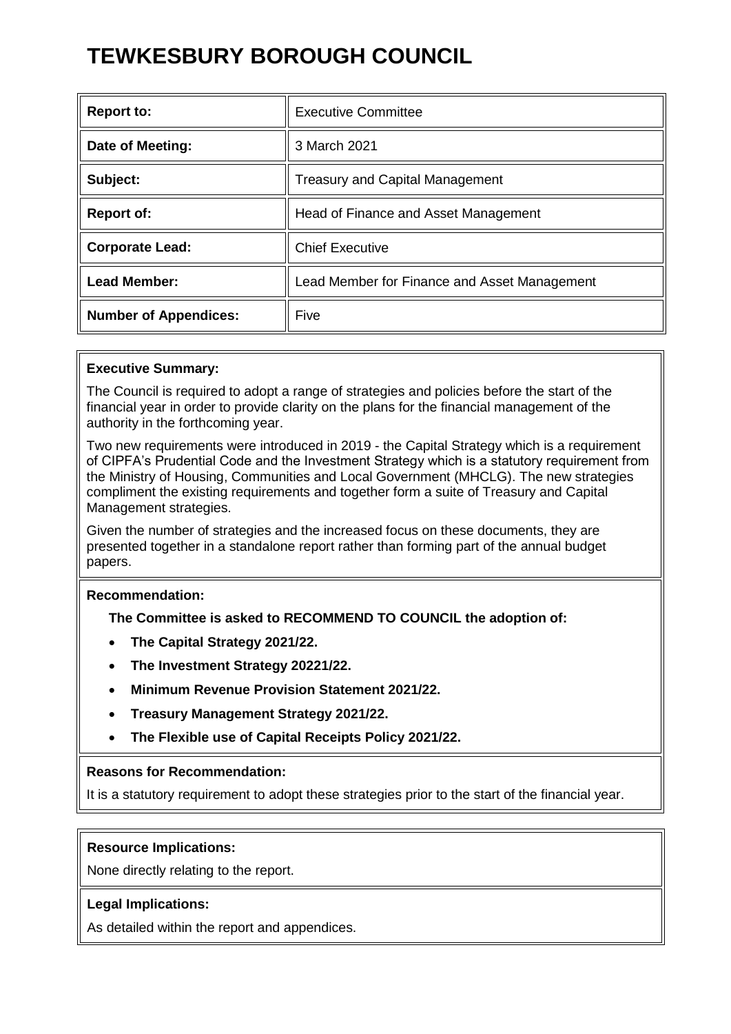# TEWKESBURY BOROUGH COUNCIL

| | |
|---|---|
| **Report to:** | Executive Committee |
| **Date of Meeting:** | 3 March 2021 |
| **Subject:** | Treasury and Capital Management |
| **Report of:** | Head of Finance and Asset Management |
| **Corporate Lead:** | Chief Executive |
| **Lead Member:** | Lead Member for Finance and Asset Management |
| **Number of Appendices:** | Five |

**Executive Summary:**

The Council is required to adopt a range of strategies and policies before the start of the financial year in order to provide clarity on the plans for the financial management of the authority in the forthcoming year.

Two new requirements were introduced in 2019 - the Capital Strategy which is a requirement of CIPFA's Prudential Code and the Investment Strategy which is a statutory requirement from the Ministry of Housing, Communities and Local Government (MHCLG). The new strategies compliment the existing requirements and together form a suite of Treasury and Capital Management strategies.

Given the number of strategies and the increased focus on these documents, they are presented together in a standalone report rather than forming part of the annual budget papers.

**Recommendation:**

**The Committee is asked to RECOMMEND TO COUNCIL the adoption of:**

- **The Capital Strategy 2021/22.**
- **The Investment Strategy 20221/22.**
- **Minimum Revenue Provision Statement 2021/22.**
- **Treasury Management Strategy 2021/22.**
- **The Flexible use of Capital Receipts Policy 2021/22.**

**Reasons for Recommendation:**

It is a statutory requirement to adopt these strategies prior to the start of the financial year.

**Resource Implications:**

None directly relating to the report.

**Legal Implications:**

As detailed within the report and appendices.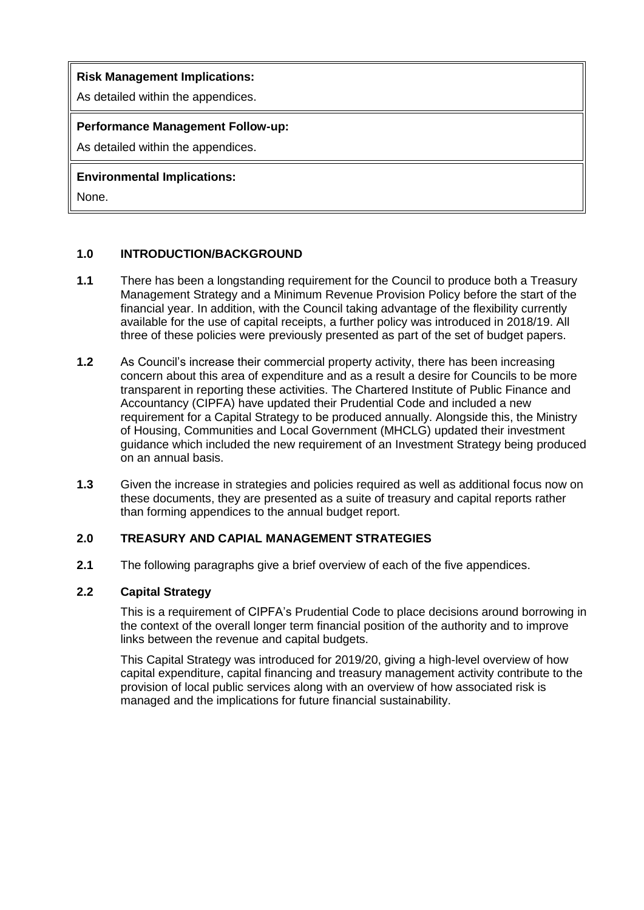**Risk Management Implications:**

As detailed within the appendices.

**Performance Management Follow-up:**

As detailed within the appendices.

**Environmental Implications:**

None.

## 1.0 INTRODUCTION/BACKGROUND

**1.1** There has been a longstanding requirement for the Council to produce both a Treasury Management Strategy and a Minimum Revenue Provision Policy before the start of the financial year. In addition, with the Council taking advantage of the flexibility currently available for the use of capital receipts, a further policy was introduced in 2018/19. All three of these policies were previously presented as part of the set of budget papers.

**1.2** As Council's increase their commercial property activity, there has been increasing concern about this area of expenditure and as a result a desire for Councils to be more transparent in reporting these activities. The Chartered Institute of Public Finance and Accountancy (CIPFA) have updated their Prudential Code and included a new requirement for a Capital Strategy to be produced annually. Alongside this, the Ministry of Housing, Communities and Local Government (MHCLG) updated their investment guidance which included the new requirement of an Investment Strategy being produced on an annual basis.

**1.3** Given the increase in strategies and policies required as well as additional focus now on these documents, they are presented as a suite of treasury and capital reports rather than forming appendices to the annual budget report.

## 2.0 TREASURY AND CAPIAL MANAGEMENT STRATEGIES

**2.1** The following paragraphs give a brief overview of each of the five appendices.

**2.2** **Capital Strategy**

This is a requirement of CIPFA's Prudential Code to place decisions around borrowing in the context of the overall longer term financial position of the authority and to improve links between the revenue and capital budgets.

This Capital Strategy was introduced for 2019/20, giving a high-level overview of how capital expenditure, capital financing and treasury management activity contribute to the provision of local public services along with an overview of how associated risk is managed and the implications for future financial sustainability.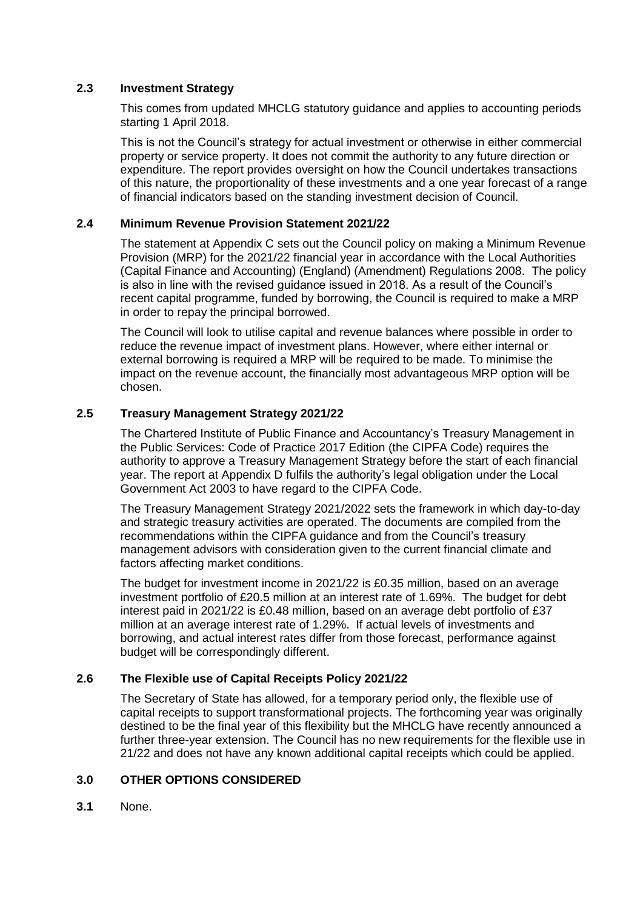### 2.3 Investment Strategy

This comes from updated MHCLG statutory guidance and applies to accounting periods starting 1 April 2018.

This is not the Council's strategy for actual investment or otherwise in either commercial property or service property. It does not commit the authority to any future direction or expenditure. The report provides oversight on how the Council undertakes transactions of this nature, the proportionality of these investments and a one year forecast of a range of financial indicators based on the standing investment decision of Council.

### 2.4 Minimum Revenue Provision Statement 2021/22

The statement at Appendix C sets out the Council policy on making a Minimum Revenue Provision (MRP) for the 2021/22 financial year in accordance with the Local Authorities (Capital Finance and Accounting) (England) (Amendment) Regulations 2008. The policy is also in line with the revised guidance issued in 2018. As a result of the Council's recent capital programme, funded by borrowing, the Council is required to make a MRP in order to repay the principal borrowed.

The Council will look to utilise capital and revenue balances where possible in order to reduce the revenue impact of investment plans. However, where either internal or external borrowing is required a MRP will be required to be made. To minimise the impact on the revenue account, the financially most advantageous MRP option will be chosen.

### 2.5 Treasury Management Strategy 2021/22

The Chartered Institute of Public Finance and Accountancy's Treasury Management in the Public Services: Code of Practice 2017 Edition (the CIPFA Code) requires the authority to approve a Treasury Management Strategy before the start of each financial year. The report at Appendix D fulfils the authority's legal obligation under the Local Government Act 2003 to have regard to the CIPFA Code.

The Treasury Management Strategy 2021/2022 sets the framework in which day-to-day and strategic treasury activities are operated. The documents are compiled from the recommendations within the CIPFA guidance and from the Council's treasury management advisors with consideration given to the current financial climate and factors affecting market conditions.

The budget for investment income in 2021/22 is £0.35 million, based on an average investment portfolio of £20.5 million at an interest rate of 1.69%. The budget for debt interest paid in 2021/22 is £0.48 million, based on an average debt portfolio of £37 million at an average interest rate of 1.29%. If actual levels of investments and borrowing, and actual interest rates differ from those forecast, performance against budget will be correspondingly different.

### 2.6 The Flexible use of Capital Receipts Policy 2021/22

The Secretary of State has allowed, for a temporary period only, the flexible use of capital receipts to support transformational projects. The forthcoming year was originally destined to be the final year of this flexibility but the MHCLG have recently announced a further three-year extension. The Council has no new requirements for the flexible use in 21/22 and does not have any known additional capital receipts which could be applied.

## 3.0 OTHER OPTIONS CONSIDERED

**3.1** None.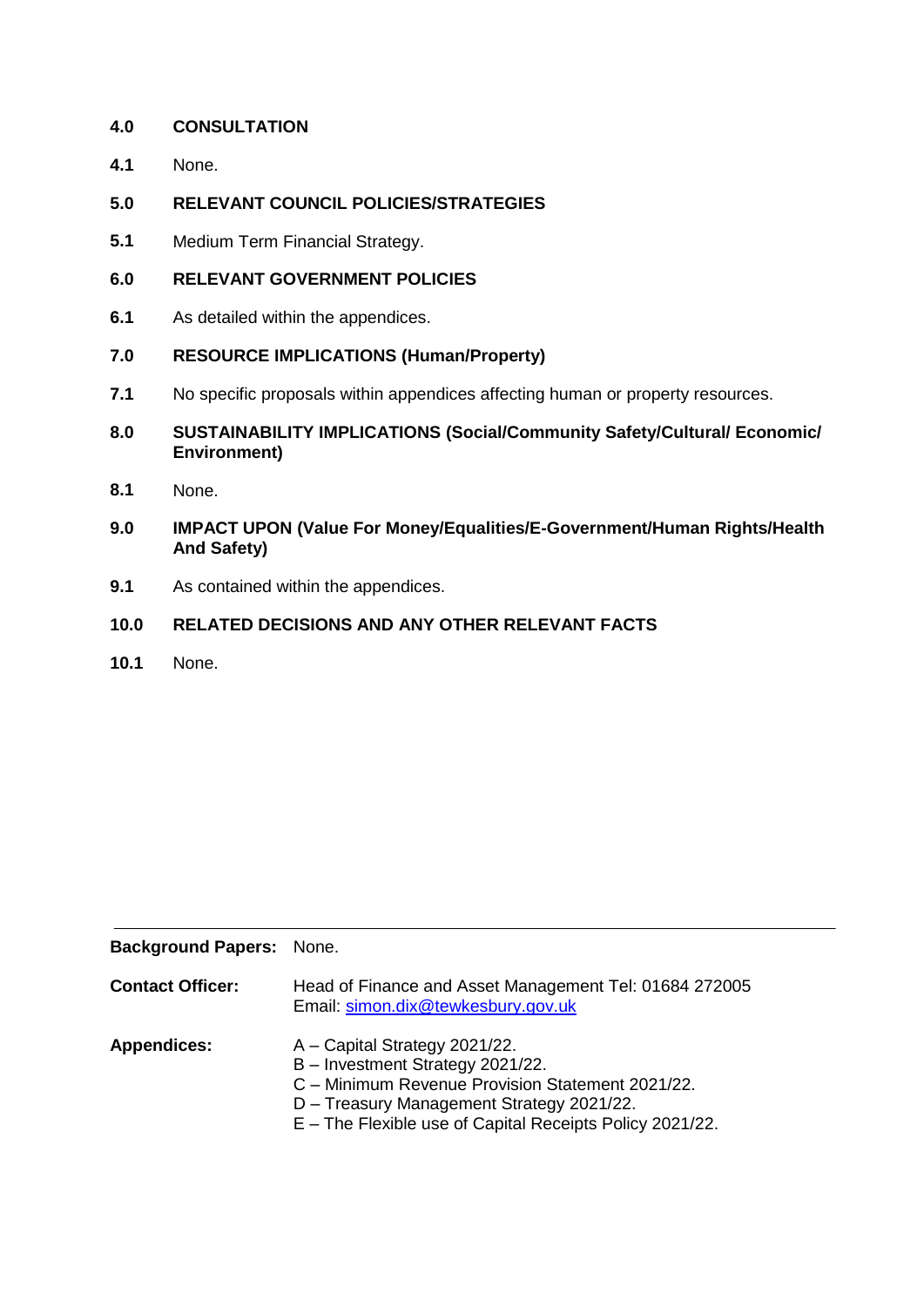**4.0 CONSULTATION**

**4.1** None.

**5.0 RELEVANT COUNCIL POLICIES/STRATEGIES**

**5.1** Medium Term Financial Strategy.

**6.0 RELEVANT GOVERNMENT POLICIES**

**6.1** As detailed within the appendices.

**7.0 RESOURCE IMPLICATIONS (Human/Property)**

**7.1** No specific proposals within appendices affecting human or property resources.

**8.0 SUSTAINABILITY IMPLICATIONS (Social/Community Safety/Cultural/ Economic/ Environment)**

**8.1** None.

**9.0 IMPACT UPON (Value For Money/Equalities/E-Government/Human Rights/Health And Safety)**

**9.1** As contained within the appendices.

**10.0 RELATED DECISIONS AND ANY OTHER RELEVANT FACTS**

**10.1** None.

---

**Background Papers:** None.

**Contact Officer:** Head of Finance and Asset Management Tel: 01684 272005
Email: simon.dix@tewkesbury.gov.uk

**Appendices:**
A – Capital Strategy 2021/22.
B – Investment Strategy 2021/22.
C – Minimum Revenue Provision Statement 2021/22.
D – Treasury Management Strategy 2021/22.
E – The Flexible use of Capital Receipts Policy 2021/22.